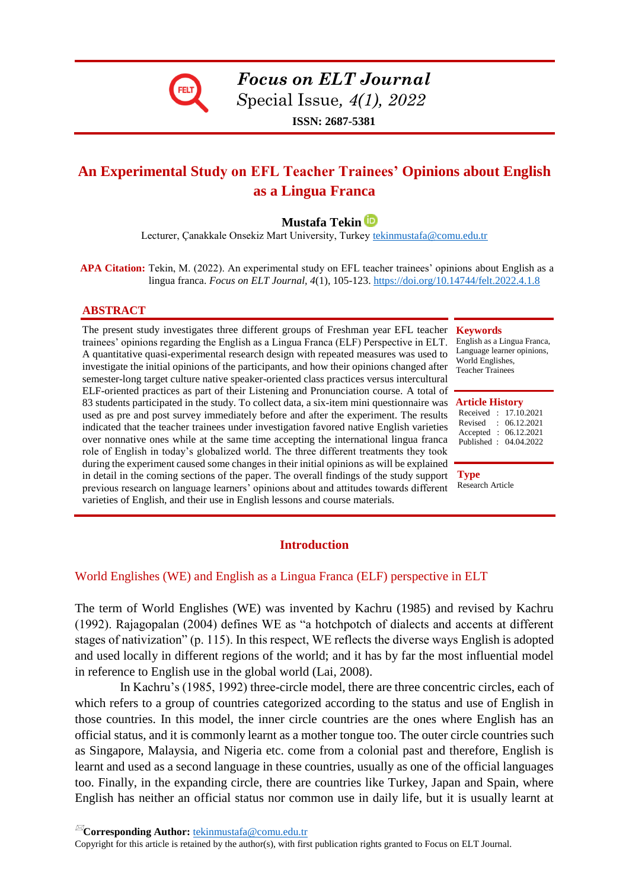# An Experimental Study on EFL Teacher Trainees' Opinions about English as a Lingua Franca

**Mustafa Tekin**

Lecturer, Çanakkale Onsekiz Mart University, Turkey tekinmustafa@comu.edu.tr

**APA Citation:** Tekin, M. (2022). An experimental study on EFL teacher trainees' opinions about English as a lingua franca. *Focus on ELT Journal, 4*(1), 105-123. https://doi.org/10.14744/felt.2022.4.1.8

## ABSTRACT

The present study investigates three different groups of Freshman year EFL teacher trainees' opinions regarding the English as a Lingua Franca (ELF) Perspective in ELT. A quantitative quasi-experimental research design with repeated measures was used to investigate the initial opinions of the participants, and how their opinions changed after semester-long target culture native speaker-oriented class practices versus intercultural ELF-oriented practices as part of their Listening and Pronunciation course. A total of 83 students participated in the study. To collect data, a six-item mini questionnaire was used as pre and post survey immediately before and after the experiment. The results indicated that the teacher trainees under investigation favored native English varieties over nonnative ones while at the same time accepting the international lingua franca role of English in today's globalized world. The three different treatments they took during the experiment caused some changes in their initial opinions as will be explained in detail in the coming sections of the paper. The overall findings of the study support previous research on language learners' opinions about and attitudes towards different varieties of English, and their use in English lessons and course materials.

**Keywords**

English as a Lingua Franca, Language learner opinions, World Englishes, Teacher Trainees

**Article History**

Received : 17.10.2021
Revised : 06.12.2021
Accepted : 06.12.2021
Published : 04.04.2022

**Type**

Research Article

## Introduction

### World Englishes (WE) and English as a Lingua Franca (ELF) perspective in ELT

The term of World Englishes (WE) was invented by Kachru (1985) and revised by Kachru (1992). Rajagopalan (2004) defines WE as "a hotchpotch of dialects and accents at different stages of nativization" (p. 115). In this respect, WE reflects the diverse ways English is adopted and used locally in different regions of the world; and it has by far the most influential model in reference to English use in the global world (Lai, 2008).

In Kachru's (1985, 1992) three-circle model, there are three concentric circles, each of which refers to a group of countries categorized according to the status and use of English in those countries. In this model, the inner circle countries are the ones where English has an official status, and it is commonly learnt as a mother tongue too. The outer circle countries such as Singapore, Malaysia, and Nigeria etc. come from a colonial past and therefore, English is learnt and used as a second language in these countries, usually as one of the official languages too. Finally, in the expanding circle, there are countries like Turkey, Japan and Spain, where English has neither an official status nor common use in daily life, but it is usually learnt at

**Corresponding Author:** tekinmustafa@comu.edu.tr

Copyright for this article is retained by the author(s), with first publication rights granted to Focus on ELT Journal.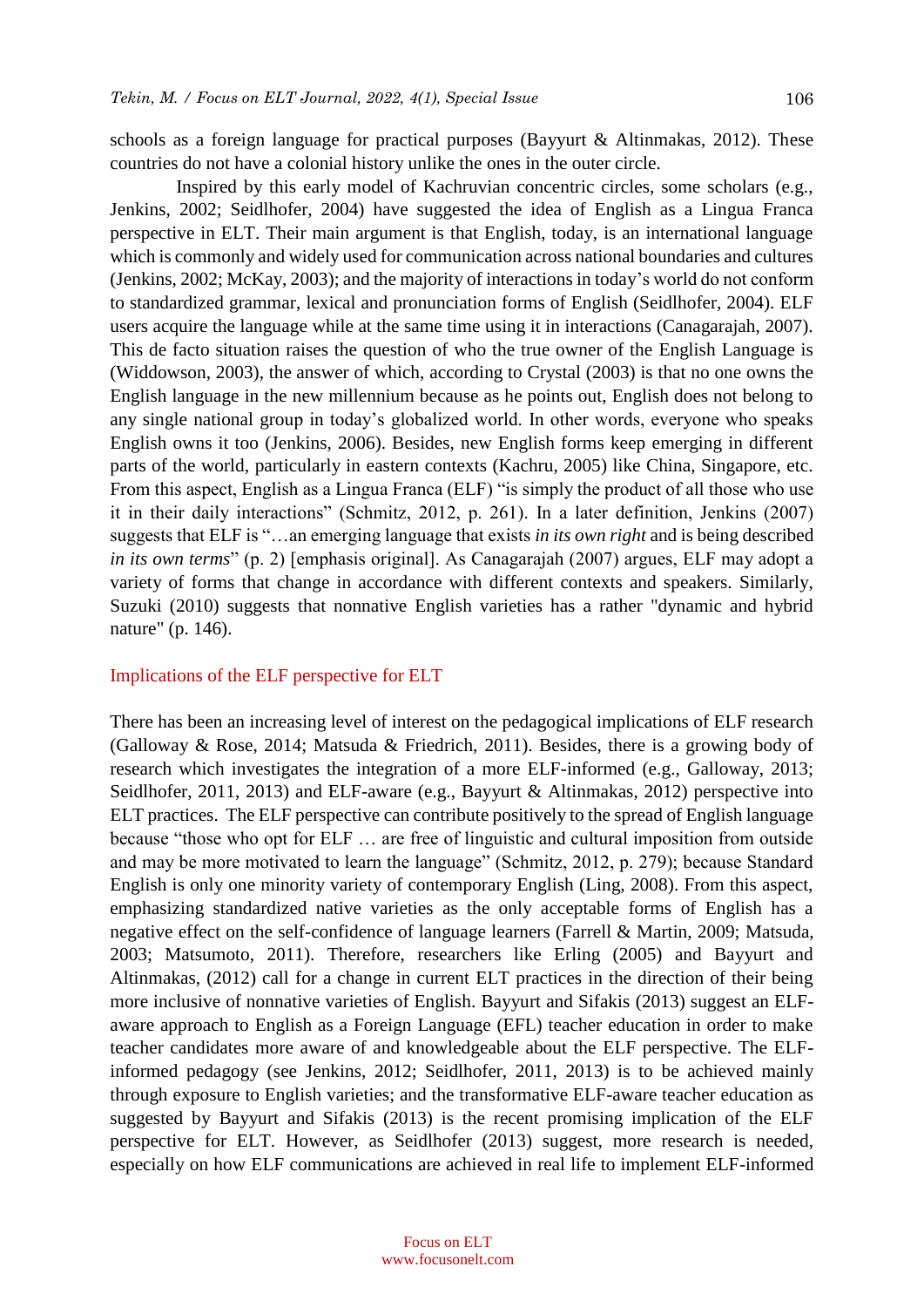schools as a foreign language for practical purposes (Bayyurt & Altinmakas, 2012). These countries do not have a colonial history unlike the ones in the outer circle.

Inspired by this early model of Kachruvian concentric circles, some scholars (e.g., Jenkins, 2002; Seidlhofer, 2004) have suggested the idea of English as a Lingua Franca perspective in ELT. Their main argument is that English, today, is an international language which is commonly and widely used for communication across national boundaries and cultures (Jenkins, 2002; McKay, 2003); and the majority of interactions in today's world do not conform to standardized grammar, lexical and pronunciation forms of English (Seidlhofer, 2004). ELF users acquire the language while at the same time using it in interactions (Canagarajah, 2007). This de facto situation raises the question of who the true owner of the English Language is (Widdowson, 2003), the answer of which, according to Crystal (2003) is that no one owns the English language in the new millennium because as he points out, English does not belong to any single national group in today's globalized world. In other words, everyone who speaks English owns it too (Jenkins, 2006). Besides, new English forms keep emerging in different parts of the world, particularly in eastern contexts (Kachru, 2005) like China, Singapore, etc. From this aspect, English as a Lingua Franca (ELF) "is simply the product of all those who use it in their daily interactions" (Schmitz, 2012, p. 261). In a later definition, Jenkins (2007) suggests that ELF is "…an emerging language that exists *in its own right* and is being described *in its own terms*" (p. 2) [emphasis original]. As Canagarajah (2007) argues, ELF may adopt a variety of forms that change in accordance with different contexts and speakers. Similarly, Suzuki (2010) suggests that nonnative English varieties has a rather "dynamic and hybrid nature" (p. 146).

## Implications of the ELF perspective for ELT

There has been an increasing level of interest on the pedagogical implications of ELF research (Galloway & Rose, 2014; Matsuda & Friedrich, 2011). Besides, there is a growing body of research which investigates the integration of a more ELF-informed (e.g., Galloway, 2013; Seidlhofer, 2011, 2013) and ELF-aware (e.g., Bayyurt & Altinmakas, 2012) perspective into ELT practices. The ELF perspective can contribute positively to the spread of English language because "those who opt for ELF … are free of linguistic and cultural imposition from outside and may be more motivated to learn the language" (Schmitz, 2012, p. 279); because Standard English is only one minority variety of contemporary English (Ling, 2008). From this aspect, emphasizing standardized native varieties as the only acceptable forms of English has a negative effect on the self-confidence of language learners (Farrell & Martin, 2009; Matsuda, 2003; Matsumoto, 2011). Therefore, researchers like Erling (2005) and Bayyurt and Altinmakas, (2012) call for a change in current ELT practices in the direction of their being more inclusive of nonnative varieties of English. Bayyurt and Sifakis (2013) suggest an ELF-aware approach to English as a Foreign Language (EFL) teacher education in order to make teacher candidates more aware of and knowledgeable about the ELF perspective. The ELF-informed pedagogy (see Jenkins, 2012; Seidlhofer, 2011, 2013) is to be achieved mainly through exposure to English varieties; and the transformative ELF-aware teacher education as suggested by Bayyurt and Sifakis (2013) is the recent promising implication of the ELF perspective for ELT. However, as Seidlhofer (2013) suggest, more research is needed, especially on how ELF communications are achieved in real life to implement ELF-informed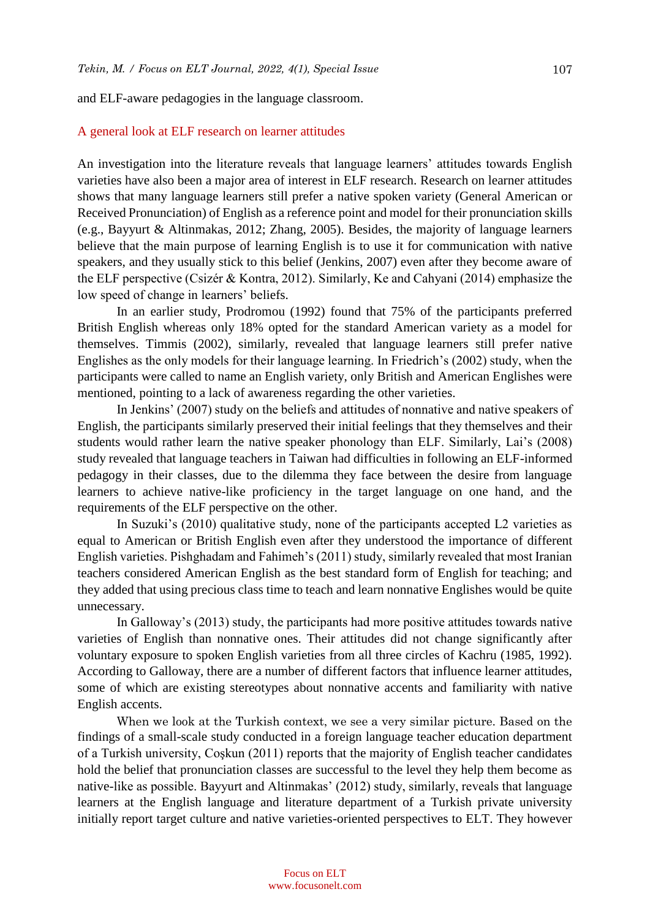and ELF-aware pedagogies in the language classroom.

## A general look at ELF research on learner attitudes

An investigation into the literature reveals that language learners' attitudes towards English varieties have also been a major area of interest in ELF research. Research on learner attitudes shows that many language learners still prefer a native spoken variety (General American or Received Pronunciation) of English as a reference point and model for their pronunciation skills (e.g., Bayyurt & Altinmakas, 2012; Zhang, 2005). Besides, the majority of language learners believe that the main purpose of learning English is to use it for communication with native speakers, and they usually stick to this belief (Jenkins, 2007) even after they become aware of the ELF perspective (Csizér & Kontra, 2012). Similarly, Ke and Cahyani (2014) emphasize the low speed of change in learners' beliefs.

In an earlier study, Prodromou (1992) found that 75% of the participants preferred British English whereas only 18% opted for the standard American variety as a model for themselves. Timmis (2002), similarly, revealed that language learners still prefer native Englishes as the only models for their language learning. In Friedrich's (2002) study, when the participants were called to name an English variety, only British and American Englishes were mentioned, pointing to a lack of awareness regarding the other varieties.

In Jenkins' (2007) study on the beliefs and attitudes of nonnative and native speakers of English, the participants similarly preserved their initial feelings that they themselves and their students would rather learn the native speaker phonology than ELF. Similarly, Lai's (2008) study revealed that language teachers in Taiwan had difficulties in following an ELF-informed pedagogy in their classes, due to the dilemma they face between the desire from language learners to achieve native-like proficiency in the target language on one hand, and the requirements of the ELF perspective on the other.

In Suzuki's (2010) qualitative study, none of the participants accepted L2 varieties as equal to American or British English even after they understood the importance of different English varieties. Pishghadam and Fahimeh's (2011) study, similarly revealed that most Iranian teachers considered American English as the best standard form of English for teaching; and they added that using precious class time to teach and learn nonnative Englishes would be quite unnecessary.

In Galloway's (2013) study, the participants had more positive attitudes towards native varieties of English than nonnative ones. Their attitudes did not change significantly after voluntary exposure to spoken English varieties from all three circles of Kachru (1985, 1992). According to Galloway, there are a number of different factors that influence learner attitudes, some of which are existing stereotypes about nonnative accents and familiarity with native English accents.

When we look at the Turkish context, we see a very similar picture. Based on the findings of a small-scale study conducted in a foreign language teacher education department of a Turkish university, Coşkun (2011) reports that the majority of English teacher candidates hold the belief that pronunciation classes are successful to the level they help them become as native-like as possible. Bayyurt and Altinmakas' (2012) study, similarly, reveals that language learners at the English language and literature department of a Turkish private university initially report target culture and native varieties-oriented perspectives to ELT. They however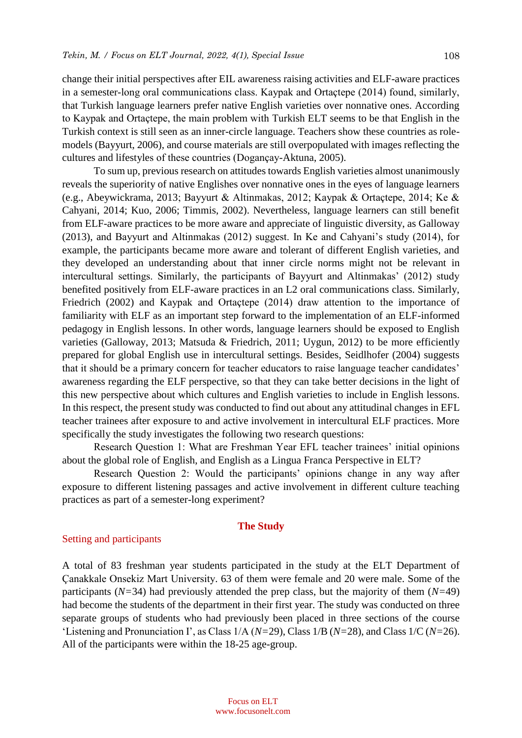change their initial perspectives after EIL awareness raising activities and ELF-aware practices in a semester-long oral communications class. Kaypak and Ortaçtepe (2014) found, similarly, that Turkish language learners prefer native English varieties over nonnative ones. According to Kaypak and Ortaçtepe, the main problem with Turkish ELT seems to be that English in the Turkish context is still seen as an inner-circle language. Teachers show these countries as role-models (Bayyurt, 2006), and course materials are still overpopulated with images reflecting the cultures and lifestyles of these countries (Dogançay-Aktuna, 2005).

To sum up, previous research on attitudes towards English varieties almost unanimously reveals the superiority of native Englishes over nonnative ones in the eyes of language learners (e.g., Abeywickrama, 2013; Bayyurt & Altinmakas, 2012; Kaypak & Ortaçtepe, 2014; Ke & Cahyani, 2014; Kuo, 2006; Timmis, 2002). Nevertheless, language learners can still benefit from ELF-aware practices to be more aware and appreciate of linguistic diversity, as Galloway (2013), and Bayyurt and Altinmakas (2012) suggest. In Ke and Cahyani's study (2014), for example, the participants became more aware and tolerant of different English varieties, and they developed an understanding about that inner circle norms might not be relevant in intercultural settings. Similarly, the participants of Bayyurt and Altinmakas' (2012) study benefited positively from ELF-aware practices in an L2 oral communications class. Similarly, Friedrich (2002) and Kaypak and Ortaçtepe (2014) draw attention to the importance of familiarity with ELF as an important step forward to the implementation of an ELF-informed pedagogy in English lessons. In other words, language learners should be exposed to English varieties (Galloway, 2013; Matsuda & Friedrich, 2011; Uygun, 2012) to be more efficiently prepared for global English use in intercultural settings. Besides, Seidlhofer (2004) suggests that it should be a primary concern for teacher educators to raise language teacher candidates' awareness regarding the ELF perspective, so that they can take better decisions in the light of this new perspective about which cultures and English varieties to include in English lessons. In this respect, the present study was conducted to find out about any attitudinal changes in EFL teacher trainees after exposure to and active involvement in intercultural ELF practices. More specifically the study investigates the following two research questions:

Research Question 1: What are Freshman Year EFL teacher trainees' initial opinions about the global role of English, and English as a Lingua Franca Perspective in ELT?

Research Question 2: Would the participants' opinions change in any way after exposure to different listening passages and active involvement in different culture teaching practices as part of a semester-long experiment?

## The Study

### Setting and participants

A total of 83 freshman year students participated in the study at the ELT Department of Çanakkale Onsekiz Mart University. 63 of them were female and 20 were male. Some of the participants (*N*=34) had previously attended the prep class, but the majority of them (*N*=49) had become the students of the department in their first year. The study was conducted on three separate groups of students who had previously been placed in three sections of the course 'Listening and Pronunciation I', as Class 1/A (*N*=29), Class 1/B (*N*=28), and Class 1/C (*N*=26). All of the participants were within the 18-25 age-group.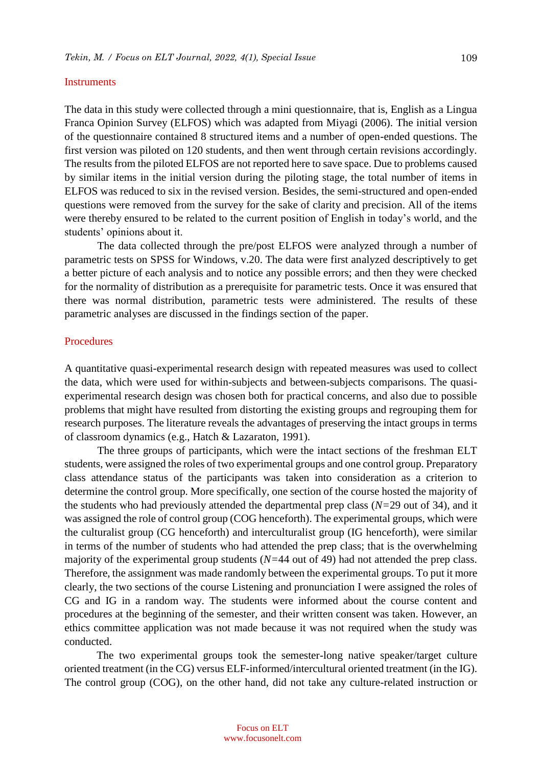## Instruments

The data in this study were collected through a mini questionnaire, that is, English as a Lingua Franca Opinion Survey (ELFOS) which was adapted from Miyagi (2006). The initial version of the questionnaire contained 8 structured items and a number of open-ended questions. The first version was piloted on 120 students, and then went through certain revisions accordingly. The results from the piloted ELFOS are not reported here to save space. Due to problems caused by similar items in the initial version during the piloting stage, the total number of items in ELFOS was reduced to six in the revised version. Besides, the semi-structured and open-ended questions were removed from the survey for the sake of clarity and precision. All of the items were thereby ensured to be related to the current position of English in today's world, and the students' opinions about it.

The data collected through the pre/post ELFOS were analyzed through a number of parametric tests on SPSS for Windows, v.20. The data were first analyzed descriptively to get a better picture of each analysis and to notice any possible errors; and then they were checked for the normality of distribution as a prerequisite for parametric tests. Once it was ensured that there was normal distribution, parametric tests were administered. The results of these parametric analyses are discussed in the findings section of the paper.

## Procedures

A quantitative quasi-experimental research design with repeated measures was used to collect the data, which were used for within-subjects and between-subjects comparisons. The quasi-experimental research design was chosen both for practical concerns, and also due to possible problems that might have resulted from distorting the existing groups and regrouping them for research purposes. The literature reveals the advantages of preserving the intact groups in terms of classroom dynamics (e.g., Hatch & Lazaraton, 1991).

The three groups of participants, which were the intact sections of the freshman ELT students, were assigned the roles of two experimental groups and one control group. Preparatory class attendance status of the participants was taken into consideration as a criterion to determine the control group. More specifically, one section of the course hosted the majority of the students who had previously attended the departmental prep class ($N$=29 out of 34), and it was assigned the role of control group (COG henceforth). The experimental groups, which were the culturalist group (CG henceforth) and interculturalist group (IG henceforth), were similar in terms of the number of students who had attended the prep class; that is the overwhelming majority of the experimental group students ($N$=44 out of 49) had not attended the prep class. Therefore, the assignment was made randomly between the experimental groups. To put it more clearly, the two sections of the course Listening and pronunciation I were assigned the roles of CG and IG in a random way. The students were informed about the course content and procedures at the beginning of the semester, and their written consent was taken. However, an ethics committee application was not made because it was not required when the study was conducted.

The two experimental groups took the semester-long native speaker/target culture oriented treatment (in the CG) versus ELF-informed/intercultural oriented treatment (in the IG). The control group (COG), on the other hand, did not take any culture-related instruction or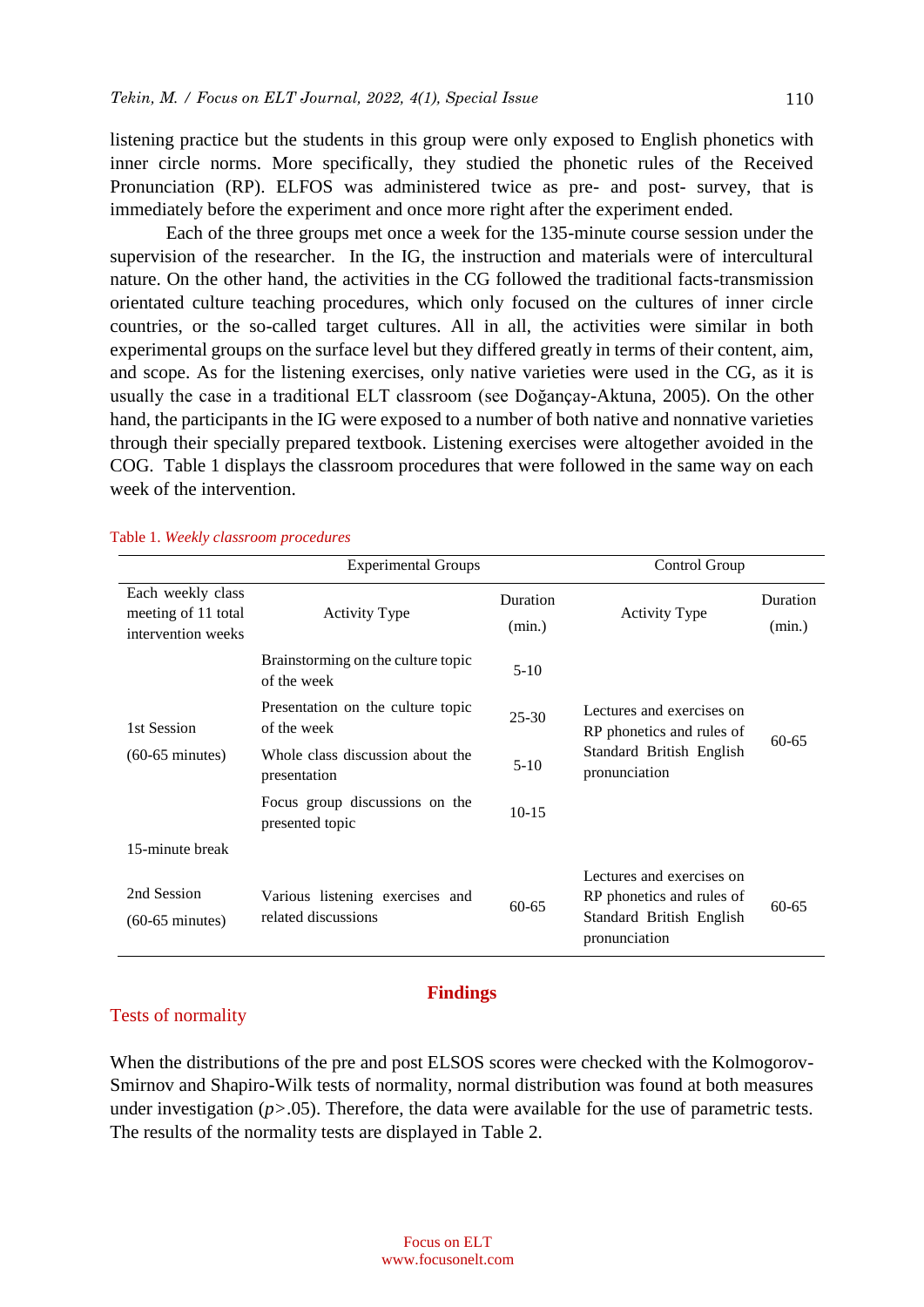listening practice but the students in this group were only exposed to English phonetics with inner circle norms. More specifically, they studied the phonetic rules of the Received Pronunciation (RP). ELFOS was administered twice as pre- and post- survey, that is immediately before the experiment and once more right after the experiment ended.

Each of the three groups met once a week for the 135-minute course session under the supervision of the researcher. In the IG, the instruction and materials were of intercultural nature. On the other hand, the activities in the CG followed the traditional facts-transmission orientated culture teaching procedures, which only focused on the cultures of inner circle countries, or the so-called target cultures. All in all, the activities were similar in both experimental groups on the surface level but they differed greatly in terms of their content, aim, and scope. As for the listening exercises, only native varieties were used in the CG, as it is usually the case in a traditional ELT classroom (see Doğançay-Aktuna, 2005). On the other hand, the participants in the IG were exposed to a number of both native and nonnative varieties through their specially prepared textbook. Listening exercises were altogether avoided in the COG. Table 1 displays the classroom procedures that were followed in the same way on each week of the intervention.

Table 1. *Weekly classroom procedures*

| | Experimental Groups | | Control Group | |
|---|---|---|---|---|
| Each weekly class meeting of 11 total intervention weeks | Activity Type | Duration (min.) | Activity Type | Duration (min.) |
| 1st Session (60-65 minutes) | Brainstorming on the culture topic of the week | 5-10 | Lectures and exercises on RP phonetics and rules of Standard British English pronunciation | 60-65 |
| | Presentation on the culture topic of the week | 25-30 | | |
| | Whole class discussion about the presentation | 5-10 | | |
| | Focus group discussions on the presented topic | 10-15 | | |
| 15-minute break | | | | |
| 2nd Session (60-65 minutes) | Various listening exercises and related discussions | 60-65 | Lectures and exercises on RP phonetics and rules of Standard British English pronunciation | 60-65 |

## Findings

### Tests of normality

When the distributions of the pre and post ELSOS scores were checked with the Kolmogorov-Smirnov and Shapiro-Wilk tests of normality, normal distribution was found at both measures under investigation ($p > .05$). Therefore, the data were available for the use of parametric tests. The results of the normality tests are displayed in Table 2.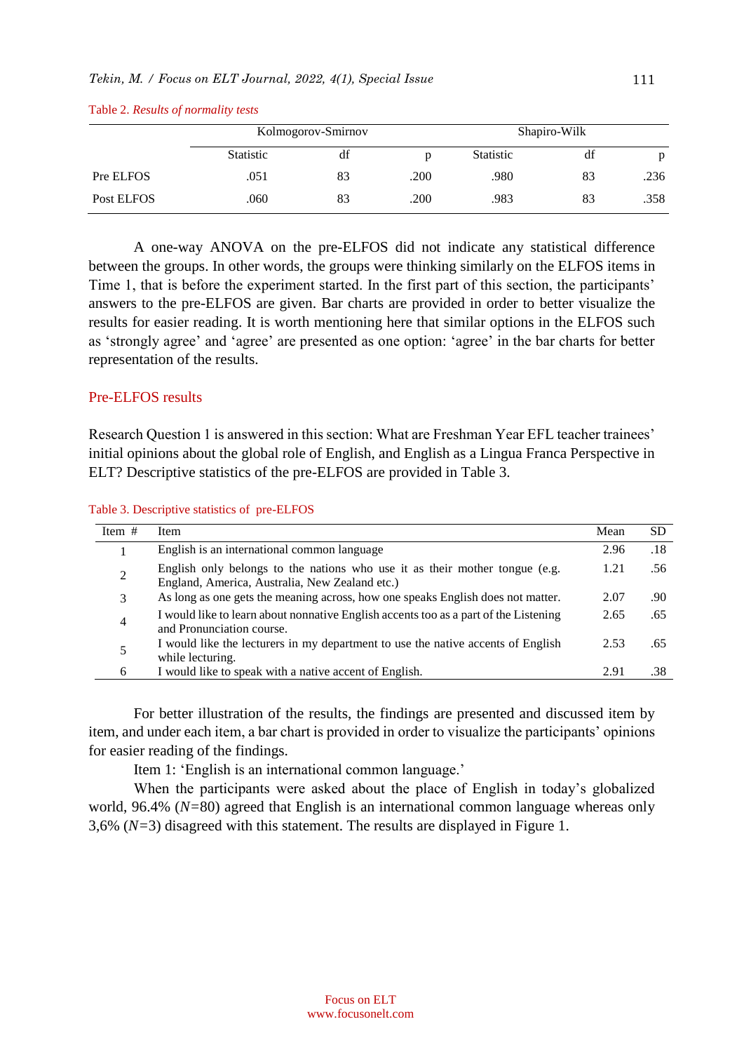Table 2. *Results of normality tests*

| | Kolmogorov-Smirnov | | | Shapiro-Wilk | | |
|---|---|---|---|---|---|---|
| | Statistic | df | p | Statistic | df | p |
| Pre ELFOS | .051 | 83 | .200 | .980 | 83 | .236 |
| Post ELFOS | .060 | 83 | .200 | .983 | 83 | .358 |

A one-way ANOVA on the pre-ELFOS did not indicate any statistical difference between the groups. In other words, the groups were thinking similarly on the ELFOS items in Time 1, that is before the experiment started. In the first part of this section, the participants' answers to the pre-ELFOS are given. Bar charts are provided in order to better visualize the results for easier reading. It is worth mentioning here that similar options in the ELFOS such as 'strongly agree' and 'agree' are presented as one option: 'agree' in the bar charts for better representation of the results.

## Pre-ELFOS results

Research Question 1 is answered in this section: What are Freshman Year EFL teacher trainees' initial opinions about the global role of English, and English as a Lingua Franca Perspective in ELT? Descriptive statistics of the pre-ELFOS are provided in Table 3.

Table 3. Descriptive statistics of pre-ELFOS

| Item # | Item | Mean | SD |
|---|---|---|---|
| 1 | English is an international common language | 2.96 | .18 |
| 2 | English only belongs to the nations who use it as their mother tongue (e.g. England, America, Australia, New Zealand etc.) | 1.21 | .56 |
| 3 | As long as one gets the meaning across, how one speaks English does not matter. | 2.07 | .90 |
| 4 | I would like to learn about nonnative English accents too as a part of the Listening and Pronunciation course. | 2.65 | .65 |
| 5 | I would like the lecturers in my department to use the native accents of English while lecturing. | 2.53 | .65 |
| 6 | I would like to speak with a native accent of English. | 2.91 | .38 |

For better illustration of the results, the findings are presented and discussed item by item, and under each item, a bar chart is provided in order to visualize the participants' opinions for easier reading of the findings.

Item 1: 'English is an international common language.'

When the participants were asked about the place of English in today's globalized world, 96.4% (*N*=80) agreed that English is an international common language whereas only 3,6% (*N*=3) disagreed with this statement. The results are displayed in Figure 1.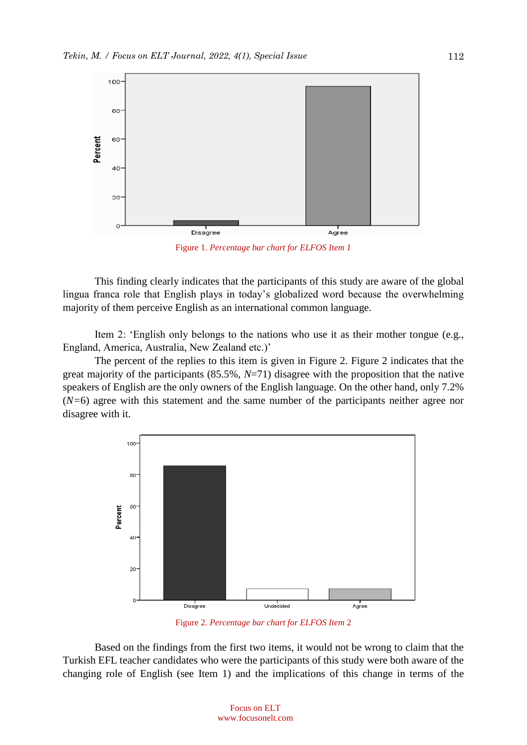Figure 1. *Percentage bar chart for ELFOS Item 1*

This finding clearly indicates that the participants of this study are aware of the global lingua franca role that English plays in today's globalized word because the overwhelming majority of them perceive English as an international common language.

Item 2: 'English only belongs to the nations who use it as their mother tongue (e.g., England, America, Australia, New Zealand etc.)'

The percent of the replies to this item is given in Figure 2. Figure 2 indicates that the great majority of the participants (85.5%, *N*=71) disagree with the proposition that the native speakers of English are the only owners of the English language. On the other hand, only 7.2% (*N*=6) agree with this statement and the same number of the participants neither agree nor disagree with it.

Figure 2. *Percentage bar chart for ELFOS Item* 2

Based on the findings from the first two items, it would not be wrong to claim that the Turkish EFL teacher candidates who were the participants of this study were both aware of the changing role of English (see Item 1) and the implications of this change in terms of the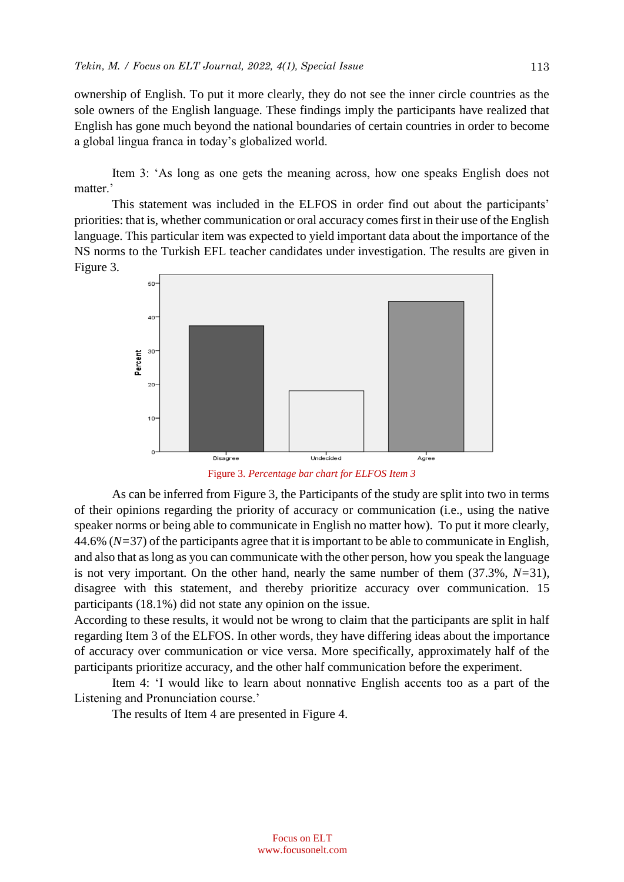ownership of English. To put it more clearly, they do not see the inner circle countries as the sole owners of the English language. These findings imply the participants have realized that English has gone much beyond the national boundaries of certain countries in order to become a global lingua franca in today's globalized world.

Item 3: 'As long as one gets the meaning across, how one speaks English does not matter.'

This statement was included in the ELFOS in order find out about the participants' priorities: that is, whether communication or oral accuracy comes first in their use of the English language. This particular item was expected to yield important data about the importance of the NS norms to the Turkish EFL teacher candidates under investigation. The results are given in Figure 3.

Figure 3. *Percentage bar chart for ELFOS Item 3*

As can be inferred from Figure 3, the Participants of the study are split into two in terms of their opinions regarding the priority of accuracy or communication (i.e., using the native speaker norms or being able to communicate in English no matter how). To put it more clearly, 44.6% ($N$=37) of the participants agree that it is important to be able to communicate in English, and also that as long as you can communicate with the other person, how you speak the language is not very important. On the other hand, nearly the same number of them (37.3%, $N$=31), disagree with this statement, and thereby prioritize accuracy over communication. 15 participants (18.1%) did not state any opinion on the issue.

According to these results, it would not be wrong to claim that the participants are split in half regarding Item 3 of the ELFOS. In other words, they have differing ideas about the importance of accuracy over communication or vice versa. More specifically, approximately half of the participants prioritize accuracy, and the other half communication before the experiment.

Item 4: 'I would like to learn about nonnative English accents too as a part of the Listening and Pronunciation course.'

The results of Item 4 are presented in Figure 4.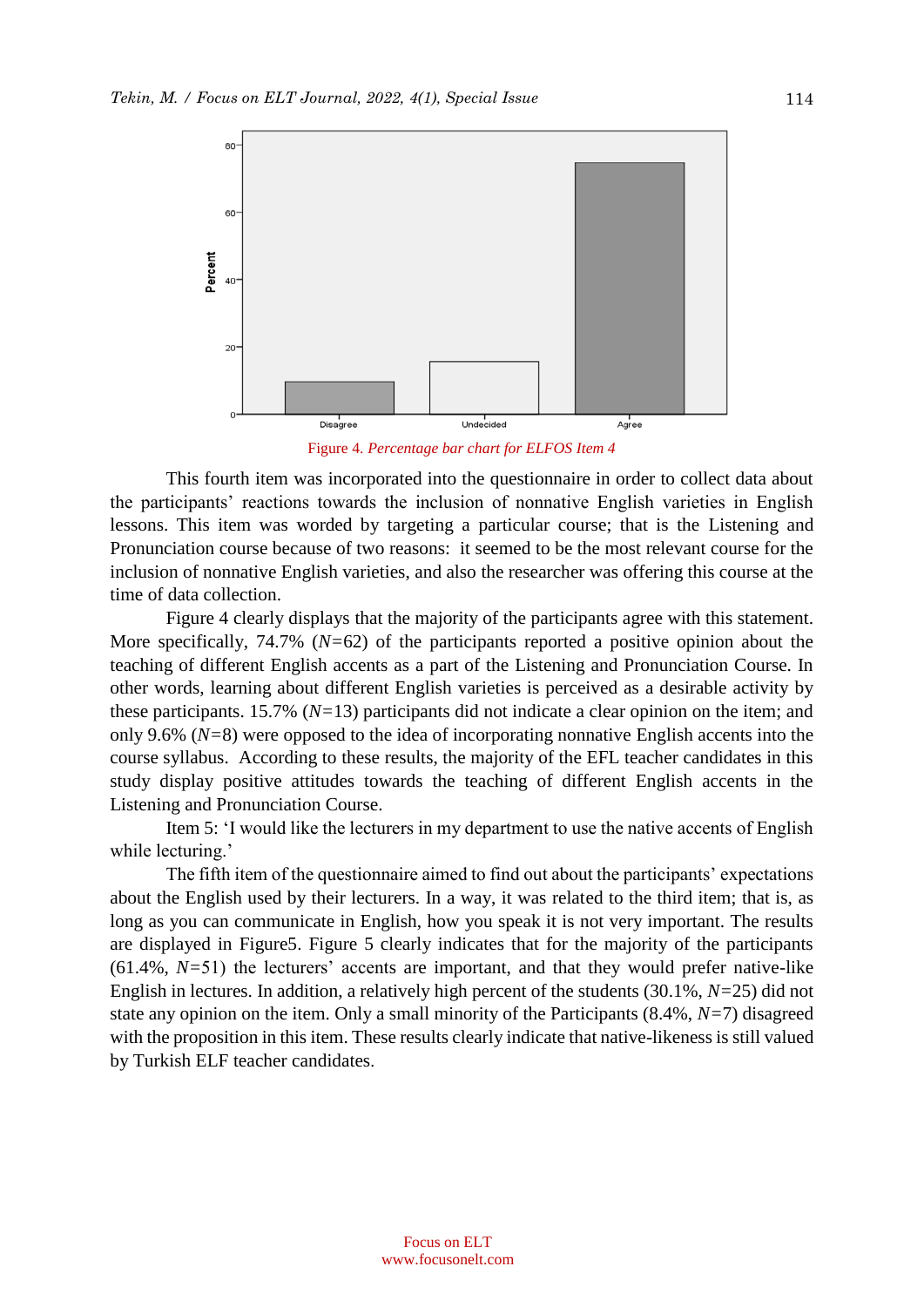Figure 4. *Percentage bar chart for ELFOS Item 4*

This fourth item was incorporated into the questionnaire in order to collect data about the participants' reactions towards the inclusion of nonnative English varieties in English lessons. This item was worded by targeting a particular course; that is the Listening and Pronunciation course because of two reasons: it seemed to be the most relevant course for the inclusion of nonnative English varieties, and also the researcher was offering this course at the time of data collection.

Figure 4 clearly displays that the majority of the participants agree with this statement. More specifically, 74.7% (*N*=62) of the participants reported a positive opinion about the teaching of different English accents as a part of the Listening and Pronunciation Course. In other words, learning about different English varieties is perceived as a desirable activity by these participants. 15.7% (*N*=13) participants did not indicate a clear opinion on the item; and only 9.6% (*N*=8) were opposed to the idea of incorporating nonnative English accents into the course syllabus. According to these results, the majority of the EFL teacher candidates in this study display positive attitudes towards the teaching of different English accents in the Listening and Pronunciation Course.

Item 5: 'I would like the lecturers in my department to use the native accents of English while lecturing.'

The fifth item of the questionnaire aimed to find out about the participants' expectations about the English used by their lecturers. In a way, it was related to the third item; that is, as long as you can communicate in English, how you speak it is not very important. The results are displayed in Figure5. Figure 5 clearly indicates that for the majority of the participants (61.4%, *N*=51) the lecturers' accents are important, and that they would prefer native-like English in lectures. In addition, a relatively high percent of the students (30.1%, *N*=25) did not state any opinion on the item. Only a small minority of the Participants (8.4%, *N*=7) disagreed with the proposition in this item. These results clearly indicate that native-likeness is still valued by Turkish ELF teacher candidates.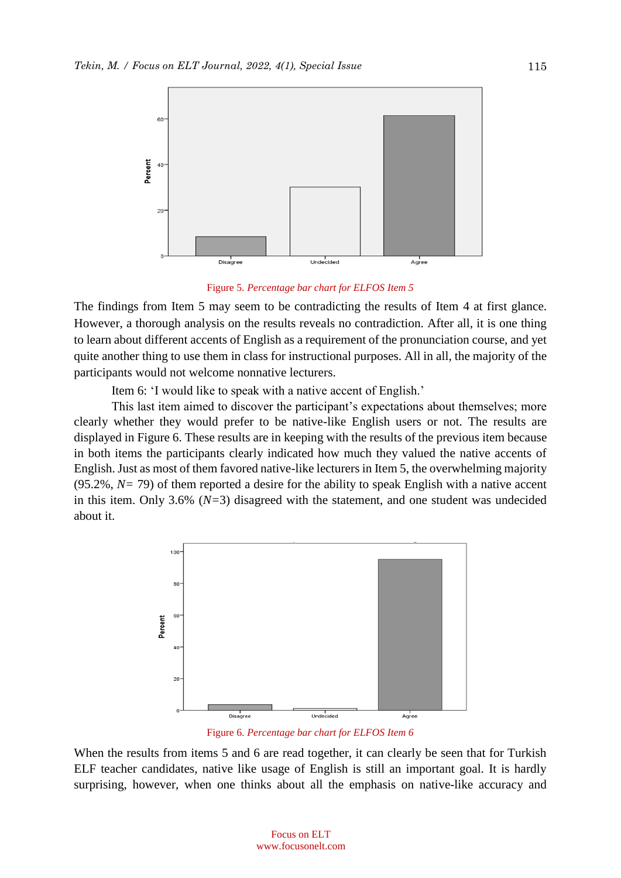Figure 5. *Percentage bar chart for ELFOS Item 5*

The findings from Item 5 may seem to be contradicting the results of Item 4 at first glance. However, a thorough analysis on the results reveals no contradiction. After all, it is one thing to learn about different accents of English as a requirement of the pronunciation course, and yet quite another thing to use them in class for instructional purposes. All in all, the majority of the participants would not welcome nonnative lecturers.

Item 6: 'I would like to speak with a native accent of English.'

This last item aimed to discover the participant's expectations about themselves; more clearly whether they would prefer to be native-like English users or not. The results are displayed in Figure 6. These results are in keeping with the results of the previous item because in both items the participants clearly indicated how much they valued the native accents of English. Just as most of them favored native-like lecturers in Item 5, the overwhelming majority (95.2%, *N*= 79) of them reported a desire for the ability to speak English with a native accent in this item. Only 3.6% (*N*=3) disagreed with the statement, and one student was undecided about it.

Figure 6. *Percentage bar chart for ELFOS Item 6*

When the results from items 5 and 6 are read together, it can clearly be seen that for Turkish ELF teacher candidates, native like usage of English is still an important goal. It is hardly surprising, however, when one thinks about all the emphasis on native-like accuracy and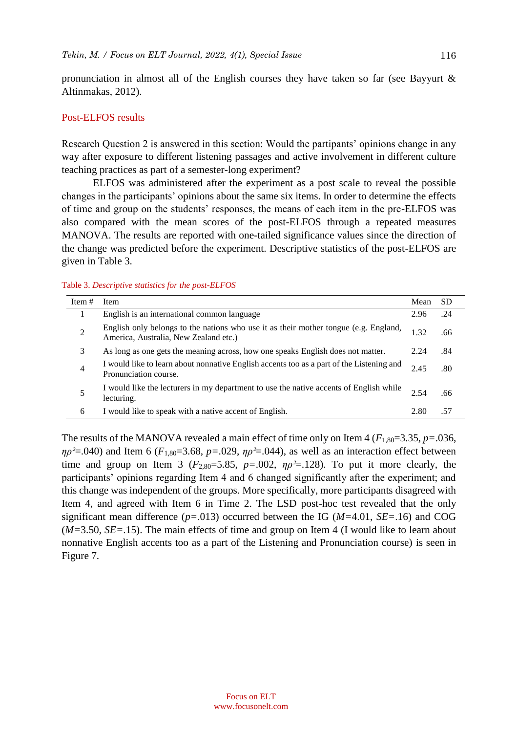pronunciation in almost all of the English courses they have taken so far (see Bayyurt & Altinmakas, 2012).

## Post-ELFOS results

Research Question 2 is answered in this section: Would the partipants' opinions change in any way after exposure to different listening passages and active involvement in different culture teaching practices as part of a semester-long experiment?

ELFOS was administered after the experiment as a post scale to reveal the possible changes in the participants' opinions about the same six items. In order to determine the effects of time and group on the students' responses, the means of each item in the pre-ELFOS was also compared with the mean scores of the post-ELFOS through a repeated measures MANOVA. The results are reported with one-tailed significance values since the direction of the change was predicted before the experiment. Descriptive statistics of the post-ELFOS are given in Table 3.

Table 3. *Descriptive statistics for the post-ELFOS*

| Item # | Item | Mean | SD |
|---|---|---|---|
| 1 | English is an international common language | 2.96 | .24 |
| 2 | English only belongs to the nations who use it as their mother tongue (e.g. England, America, Australia, New Zealand etc.) | 1.32 | .66 |
| 3 | As long as one gets the meaning across, how one speaks English does not matter. | 2.24 | .84 |
| 4 | I would like to learn about nonnative English accents too as a part of the Listening and Pronunciation course. | 2.45 | .80 |
| 5 | I would like the lecturers in my department to use the native accents of English while lecturing. | 2.54 | .66 |
| 6 | I would like to speak with a native accent of English. | 2.80 | .57 |

The results of the MANOVA revealed a main effect of time only on Item 4 ($F_{1,80}$=3.35, *p*=.036, $\eta\rho^2$=.040) and Item 6 ($F_{1,80}$=3.68, *p*=.029, $\eta\rho^2$=.044), as well as an interaction effect between time and group on Item 3 ($F_{2,80}$=5.85, *p*=.002, $\eta\rho^2$=.128). To put it more clearly, the participants' opinions regarding Item 4 and 6 changed significantly after the experiment; and this change was independent of the groups. More specifically, more participants disagreed with Item 4, and agreed with Item 6 in Time 2. The LSD post-hoc test revealed that the only significant mean difference (*p*=.013) occurred between the IG (*M*=4.01, *SE*=.16) and COG (*M*=3.50, *SE*=.15). The main effects of time and group on Item 4 (I would like to learn about nonnative English accents too as a part of the Listening and Pronunciation course) is seen in Figure 7.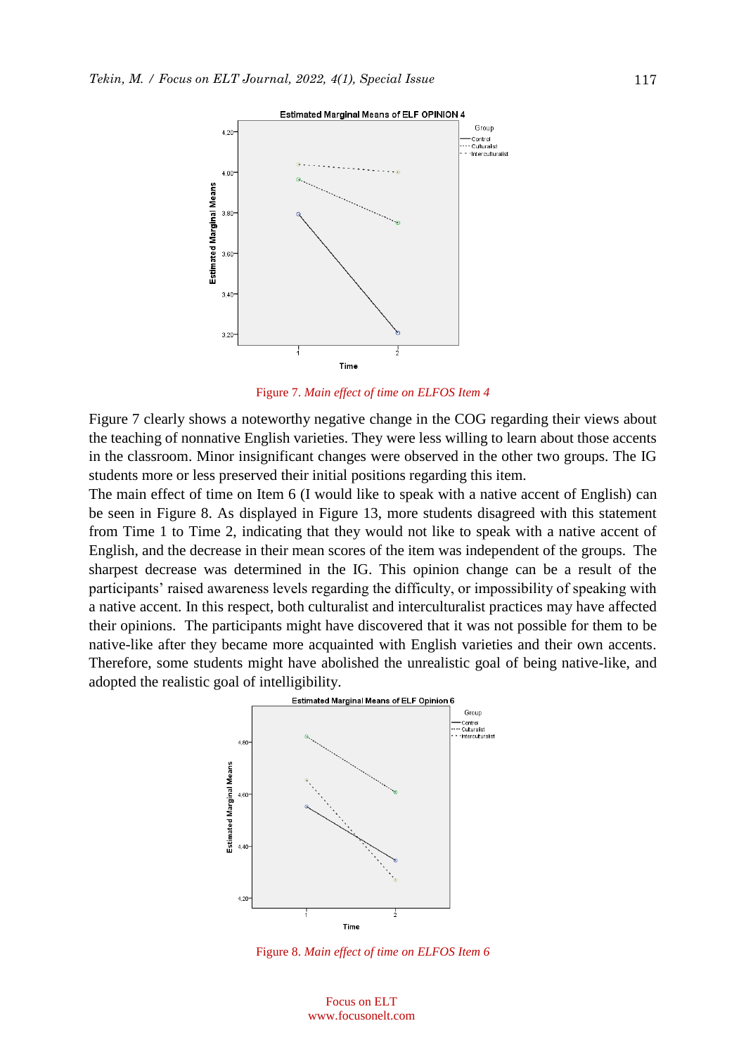Figure 7. *Main effect of time on ELFOS Item 4*

Figure 7 clearly shows a noteworthy negative change in the COG regarding their views about the teaching of nonnative English varieties. They were less willing to learn about those accents in the classroom. Minor insignificant changes were observed in the other two groups. The IG students more or less preserved their initial positions regarding this item.

The main effect of time on Item 6 (I would like to speak with a native accent of English) can be seen in Figure 8. As displayed in Figure 13, more students disagreed with this statement from Time 1 to Time 2, indicating that they would not like to speak with a native accent of English, and the decrease in their mean scores of the item was independent of the groups. The sharpest decrease was determined in the IG. This opinion change can be a result of the participants' raised awareness levels regarding the difficulty, or impossibility of speaking with a native accent. In this respect, both culturalist and interculturalist practices may have affected their opinions. The participants might have discovered that it was not possible for them to be native-like after they became more acquainted with English varieties and their own accents. Therefore, some students might have abolished the unrealistic goal of being native-like, and adopted the realistic goal of intelligibility.

Figure 8. *Main effect of time on ELFOS Item 6*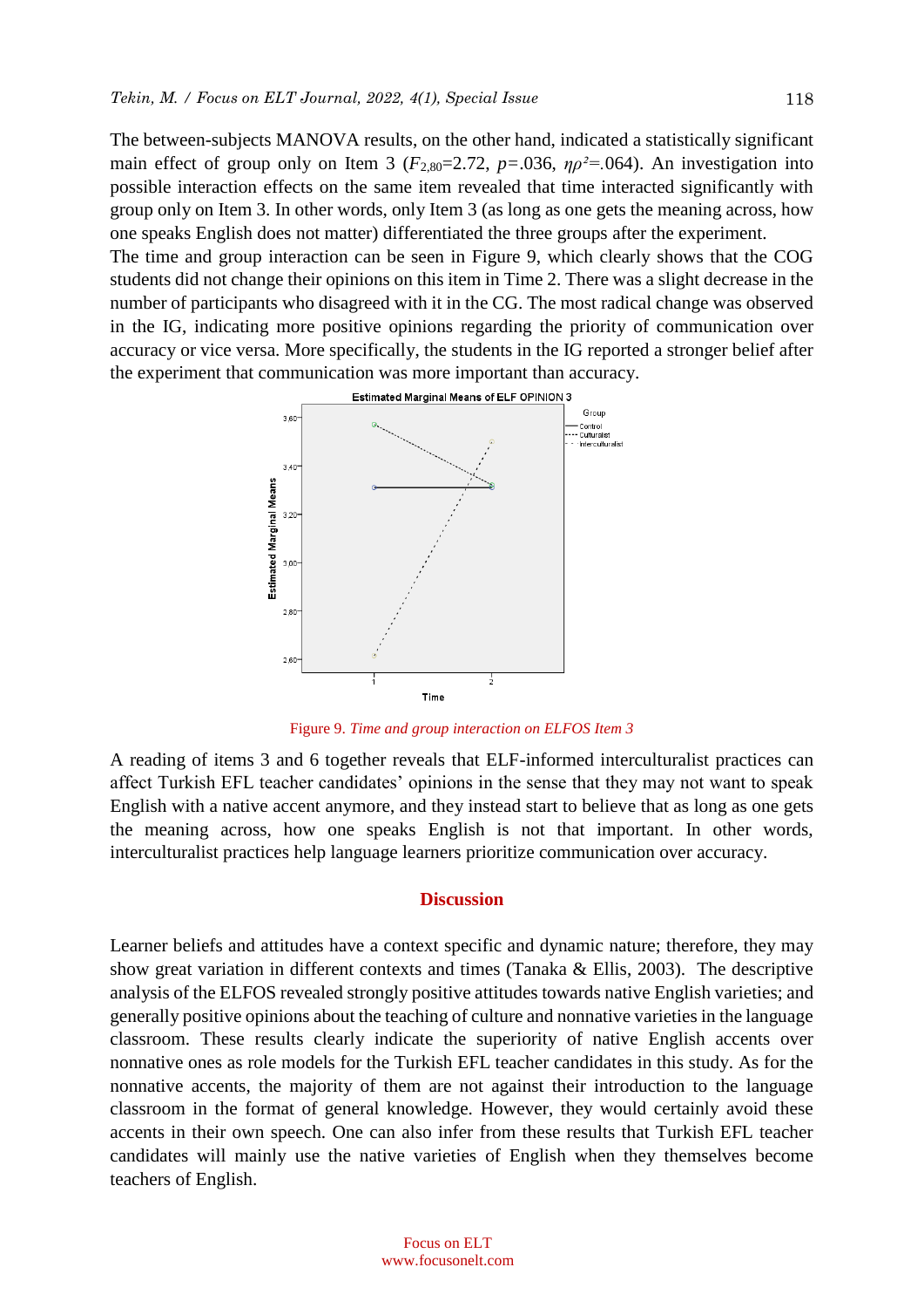The between-subjects MANOVA results, on the other hand, indicated a statistically significant main effect of group only on Item 3 ($F_{2,80}$=2.72, $p$=.036, $\eta\rho^2$=.064). An investigation into possible interaction effects on the same item revealed that time interacted significantly with group only on Item 3. In other words, only Item 3 (as long as one gets the meaning across, how one speaks English does not matter) differentiated the three groups after the experiment.

The time and group interaction can be seen in Figure 9, which clearly shows that the COG students did not change their opinions on this item in Time 2. There was a slight decrease in the number of participants who disagreed with it in the CG. The most radical change was observed in the IG, indicating more positive opinions regarding the priority of communication over accuracy or vice versa. More specifically, the students in the IG reported a stronger belief after the experiment that communication was more important than accuracy.

Figure 9. *Time and group interaction on ELFOS Item 3*

A reading of items 3 and 6 together reveals that ELF-informed interculturalist practices can affect Turkish EFL teacher candidates' opinions in the sense that they may not want to speak English with a native accent anymore, and they instead start to believe that as long as one gets the meaning across, how one speaks English is not that important. In other words, interculturalist practices help language learners prioritize communication over accuracy.

## Discussion

Learner beliefs and attitudes have a context specific and dynamic nature; therefore, they may show great variation in different contexts and times (Tanaka & Ellis, 2003). The descriptive analysis of the ELFOS revealed strongly positive attitudes towards native English varieties; and generally positive opinions about the teaching of culture and nonnative varieties in the language classroom. These results clearly indicate the superiority of native English accents over nonnative ones as role models for the Turkish EFL teacher candidates in this study. As for the nonnative accents, the majority of them are not against their introduction to the language classroom in the format of general knowledge. However, they would certainly avoid these accents in their own speech. One can also infer from these results that Turkish EFL teacher candidates will mainly use the native varieties of English when they themselves become teachers of English.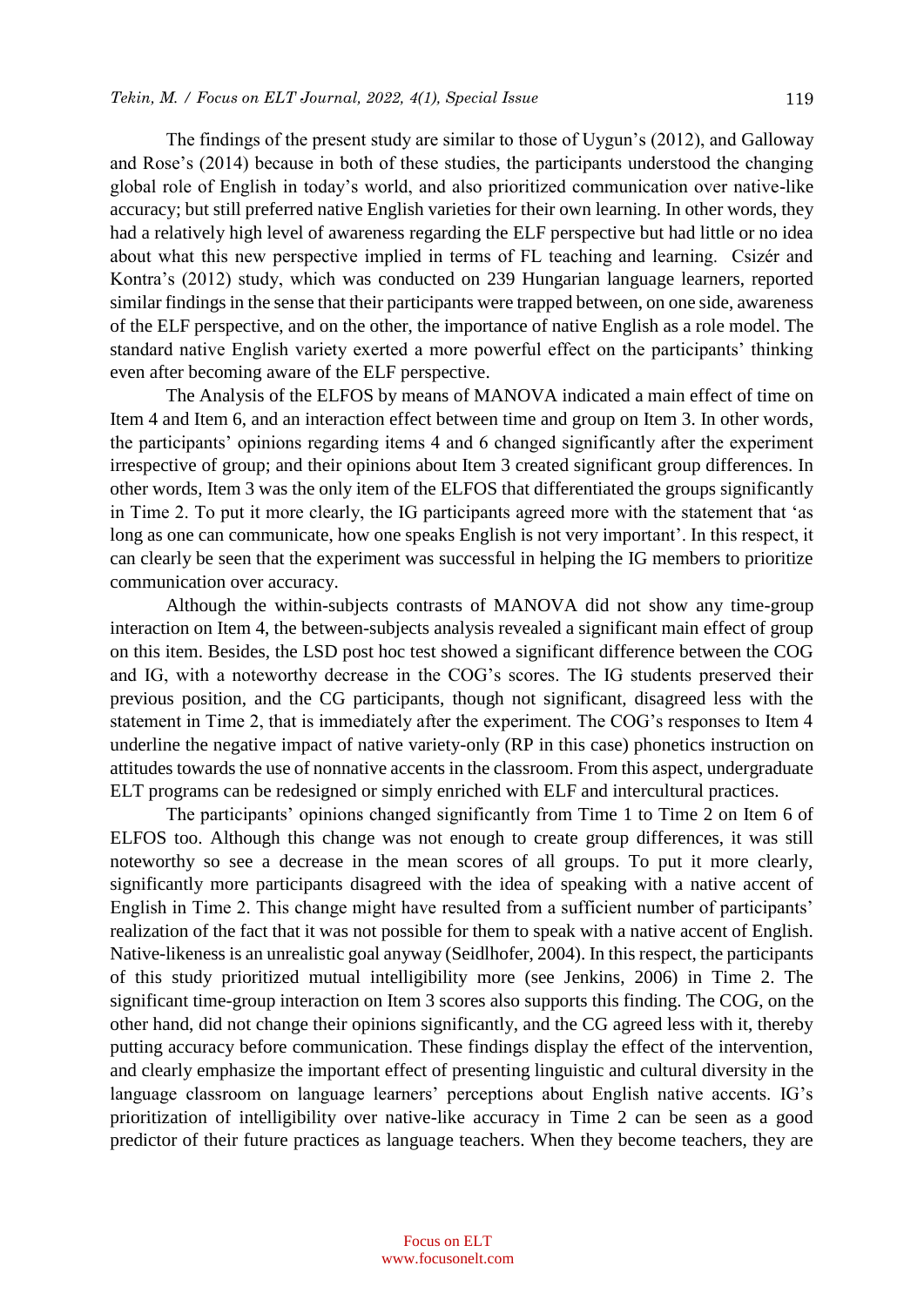The findings of the present study are similar to those of Uygun's (2012), and Galloway and Rose's (2014) because in both of these studies, the participants understood the changing global role of English in today's world, and also prioritized communication over native-like accuracy; but still preferred native English varieties for their own learning. In other words, they had a relatively high level of awareness regarding the ELF perspective but had little or no idea about what this new perspective implied in terms of FL teaching and learning. Csizér and Kontra's (2012) study, which was conducted on 239 Hungarian language learners, reported similar findings in the sense that their participants were trapped between, on one side, awareness of the ELF perspective, and on the other, the importance of native English as a role model. The standard native English variety exerted a more powerful effect on the participants' thinking even after becoming aware of the ELF perspective.

The Analysis of the ELFOS by means of MANOVA indicated a main effect of time on Item 4 and Item 6, and an interaction effect between time and group on Item 3. In other words, the participants' opinions regarding items 4 and 6 changed significantly after the experiment irrespective of group; and their opinions about Item 3 created significant group differences. In other words, Item 3 was the only item of the ELFOS that differentiated the groups significantly in Time 2. To put it more clearly, the IG participants agreed more with the statement that 'as long as one can communicate, how one speaks English is not very important'. In this respect, it can clearly be seen that the experiment was successful in helping the IG members to prioritize communication over accuracy.

Although the within-subjects contrasts of MANOVA did not show any time-group interaction on Item 4, the between-subjects analysis revealed a significant main effect of group on this item. Besides, the LSD post hoc test showed a significant difference between the COG and IG, with a noteworthy decrease in the COG's scores. The IG students preserved their previous position, and the CG participants, though not significant, disagreed less with the statement in Time 2, that is immediately after the experiment. The COG's responses to Item 4 underline the negative impact of native variety-only (RP in this case) phonetics instruction on attitudes towards the use of nonnative accents in the classroom. From this aspect, undergraduate ELT programs can be redesigned or simply enriched with ELF and intercultural practices.

The participants' opinions changed significantly from Time 1 to Time 2 on Item 6 of ELFOS too. Although this change was not enough to create group differences, it was still noteworthy so see a decrease in the mean scores of all groups. To put it more clearly, significantly more participants disagreed with the idea of speaking with a native accent of English in Time 2. This change might have resulted from a sufficient number of participants' realization of the fact that it was not possible for them to speak with a native accent of English. Native-likeness is an unrealistic goal anyway (Seidlhofer, 2004). In this respect, the participants of this study prioritized mutual intelligibility more (see Jenkins, 2006) in Time 2. The significant time-group interaction on Item 3 scores also supports this finding. The COG, on the other hand, did not change their opinions significantly, and the CG agreed less with it, thereby putting accuracy before communication. These findings display the effect of the intervention, and clearly emphasize the important effect of presenting linguistic and cultural diversity in the language classroom on language learners' perceptions about English native accents. IG's prioritization of intelligibility over native-like accuracy in Time 2 can be seen as a good predictor of their future practices as language teachers. When they become teachers, they are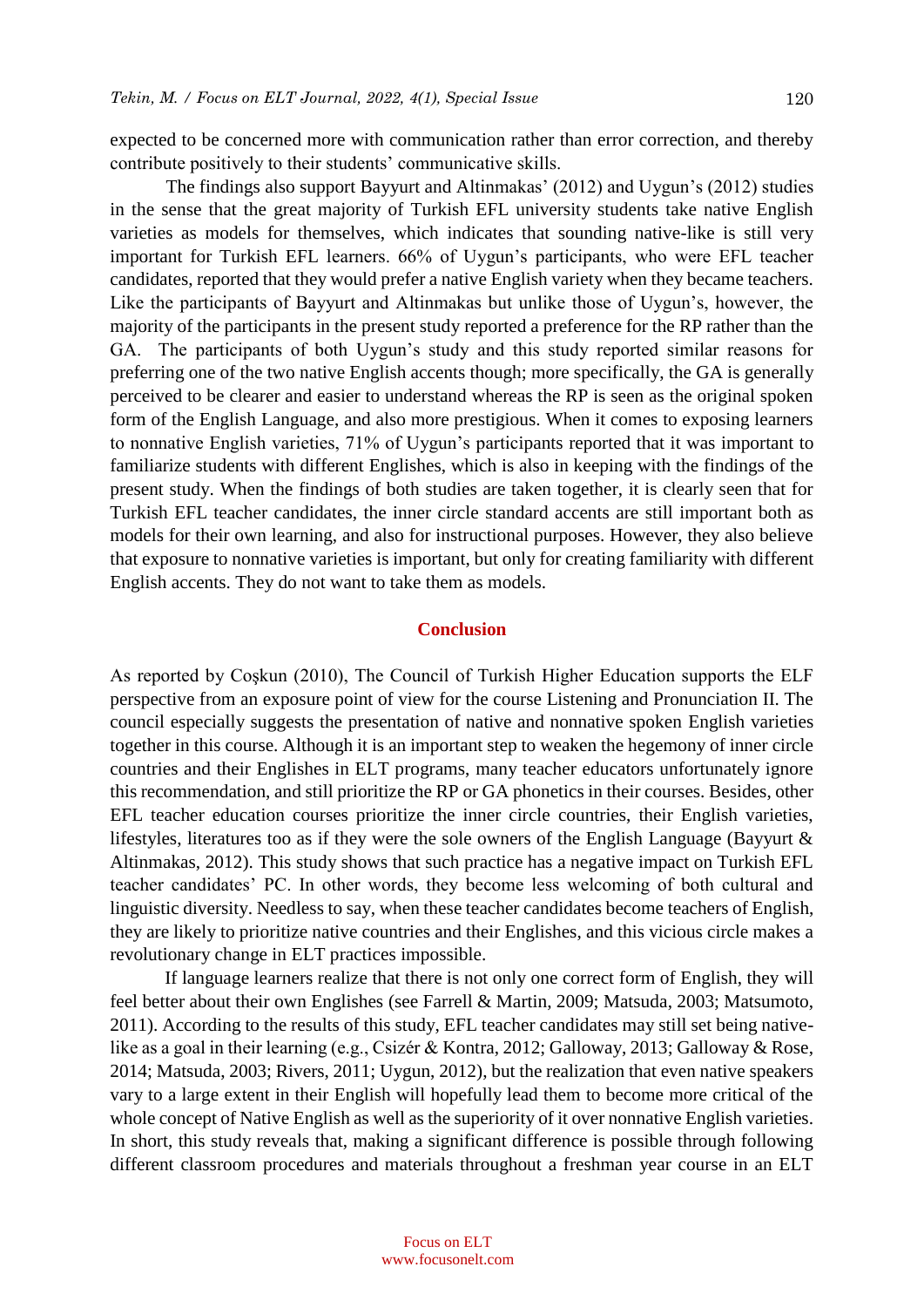expected to be concerned more with communication rather than error correction, and thereby contribute positively to their students' communicative skills.

The findings also support Bayyurt and Altinmakas' (2012) and Uygun's (2012) studies in the sense that the great majority of Turkish EFL university students take native English varieties as models for themselves, which indicates that sounding native-like is still very important for Turkish EFL learners. 66% of Uygun's participants, who were EFL teacher candidates, reported that they would prefer a native English variety when they became teachers. Like the participants of Bayyurt and Altinmakas but unlike those of Uygun's, however, the majority of the participants in the present study reported a preference for the RP rather than the GA. The participants of both Uygun's study and this study reported similar reasons for preferring one of the two native English accents though; more specifically, the GA is generally perceived to be clearer and easier to understand whereas the RP is seen as the original spoken form of the English Language, and also more prestigious. When it comes to exposing learners to nonnative English varieties, 71% of Uygun's participants reported that it was important to familiarize students with different Englishes, which is also in keeping with the findings of the present study. When the findings of both studies are taken together, it is clearly seen that for Turkish EFL teacher candidates, the inner circle standard accents are still important both as models for their own learning, and also for instructional purposes. However, they also believe that exposure to nonnative varieties is important, but only for creating familiarity with different English accents. They do not want to take them as models.

## Conclusion

As reported by Coşkun (2010), The Council of Turkish Higher Education supports the ELF perspective from an exposure point of view for the course Listening and Pronunciation II. The council especially suggests the presentation of native and nonnative spoken English varieties together in this course. Although it is an important step to weaken the hegemony of inner circle countries and their Englishes in ELT programs, many teacher educators unfortunately ignore this recommendation, and still prioritize the RP or GA phonetics in their courses. Besides, other EFL teacher education courses prioritize the inner circle countries, their English varieties, lifestyles, literatures too as if they were the sole owners of the English Language (Bayyurt & Altinmakas, 2012). This study shows that such practice has a negative impact on Turkish EFL teacher candidates' PC. In other words, they become less welcoming of both cultural and linguistic diversity. Needless to say, when these teacher candidates become teachers of English, they are likely to prioritize native countries and their Englishes, and this vicious circle makes a revolutionary change in ELT practices impossible.

If language learners realize that there is not only one correct form of English, they will feel better about their own Englishes (see Farrell & Martin, 2009; Matsuda, 2003; Matsumoto, 2011). According to the results of this study, EFL teacher candidates may still set being native-like as a goal in their learning (e.g., Csizér & Kontra, 2012; Galloway, 2013; Galloway & Rose, 2014; Matsuda, 2003; Rivers, 2011; Uygun, 2012), but the realization that even native speakers vary to a large extent in their English will hopefully lead them to become more critical of the whole concept of Native English as well as the superiority of it over nonnative English varieties. In short, this study reveals that, making a significant difference is possible through following different classroom procedures and materials throughout a freshman year course in an ELT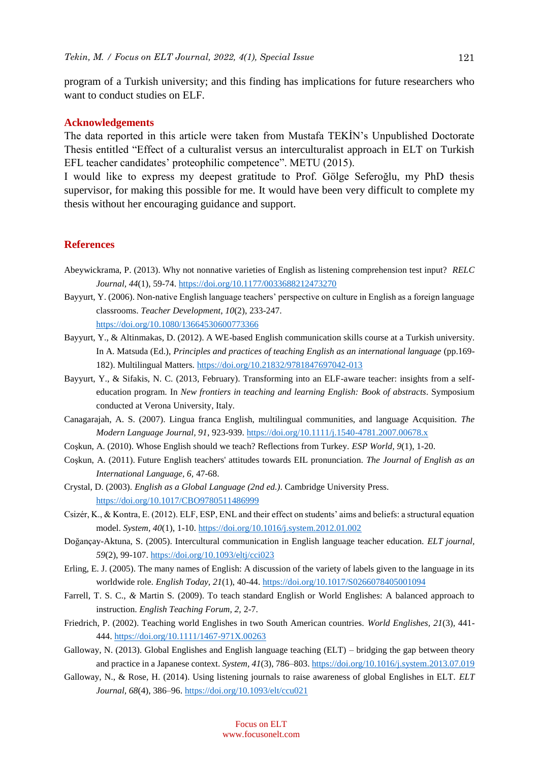program of a Turkish university; and this finding has implications for future researchers who want to conduct studies on ELF.

## Acknowledgements

The data reported in this article were taken from Mustafa TEKİN's Unpublished Doctorate Thesis entitled "Effect of a culturalist versus an interculturalist approach in ELT on Turkish EFL teacher candidates' proteophilic competence". METU (2015).

I would like to express my deepest gratitude to Prof. Gölge Seferoğlu, my PhD thesis supervisor, for making this possible for me. It would have been very difficult to complete my thesis without her encouraging guidance and support.

## References

Abeywickrama, P. (2013). Why not nonnative varieties of English as listening comprehension test input? *RELC Journal, 44*(1), 59-74. https://doi.org/10.1177/0033688212473270

Bayyurt, Y. (2006). Non-native English language teachers' perspective on culture in English as a foreign language classrooms. *Teacher Development, 10*(2), 233-247. https://doi.org/10.1080/13664530600773366

Bayyurt, Y., & Altinmakas, D. (2012). A WE-based English communication skills course at a Turkish university. In A. Matsuda (Ed.), *Principles and practices of teaching English as an international language* (pp.169-182). Multilingual Matters. https://doi.org/10.21832/9781847697042-013

Bayyurt, Y., & Sifakis, N. C. (2013, February). Transforming into an ELF-aware teacher: insights from a self-education program. In *New frontiers in teaching and learning English: Book of abstracts*. Symposium conducted at Verona University, Italy.

Canagarajah, A. S. (2007). Lingua franca English, multilingual communities, and language Acquisition. *The Modern Language Journal*, *91*, 923-939. https://doi.org/10.1111/j.1540-4781.2007.00678.x

Coşkun, A. (2010). Whose English should we teach? Reflections from Turkey. *ESP World, 9*(1), 1-20.

Coşkun, A. (2011). Future English teachers' attitudes towards EIL pronunciation. *The Journal of English as an International Language, 6*, 47-68.

Crystal, D. (2003). *English as a Global Language (2nd ed.)*. Cambridge University Press. https://doi.org/10.1017/CBO9780511486999

Csizér, K., & Kontra, E. (2012). ELF, ESP, ENL and their effect on students' aims and beliefs: a structural equation model. *System, 40*(1), 1-10. https://doi.org/10.1016/j.system.2012.01.002

Doğançay-Aktuna, S. (2005). Intercultural communication in English language teacher education. *ELT journal, 59*(2), 99-107. https://doi.org/10.1093/eltj/cci023

Erling, E. J. (2005). The many names of English: A discussion of the variety of labels given to the language in its worldwide role. *English Today, 21*(1), 40-44. https://doi.org/10.1017/S0266078405001094

Farrell, T. S. C., *&* Martin S. (2009). To teach standard English or World Englishes: A balanced approach to instruction. *English Teaching Forum, 2*, 2-7.

Friedrich, P. (2002). Teaching world Englishes in two South American countries. *World Englishes, 21*(3), 441-444. https://doi.org/10.1111/1467-971X.00263

Galloway, N. (2013). Global Englishes and English language teaching (ELT) – bridging the gap between theory and practice in a Japanese context. *System, 41*(3), 786–803. https://doi.org/10.1016/j.system.2013.07.019

Galloway, N., & Rose, H. (2014). Using listening journals to raise awareness of global Englishes in ELT. *ELT Journal, 68*(4), 386–96. https://doi.org/10.1093/elt/ccu021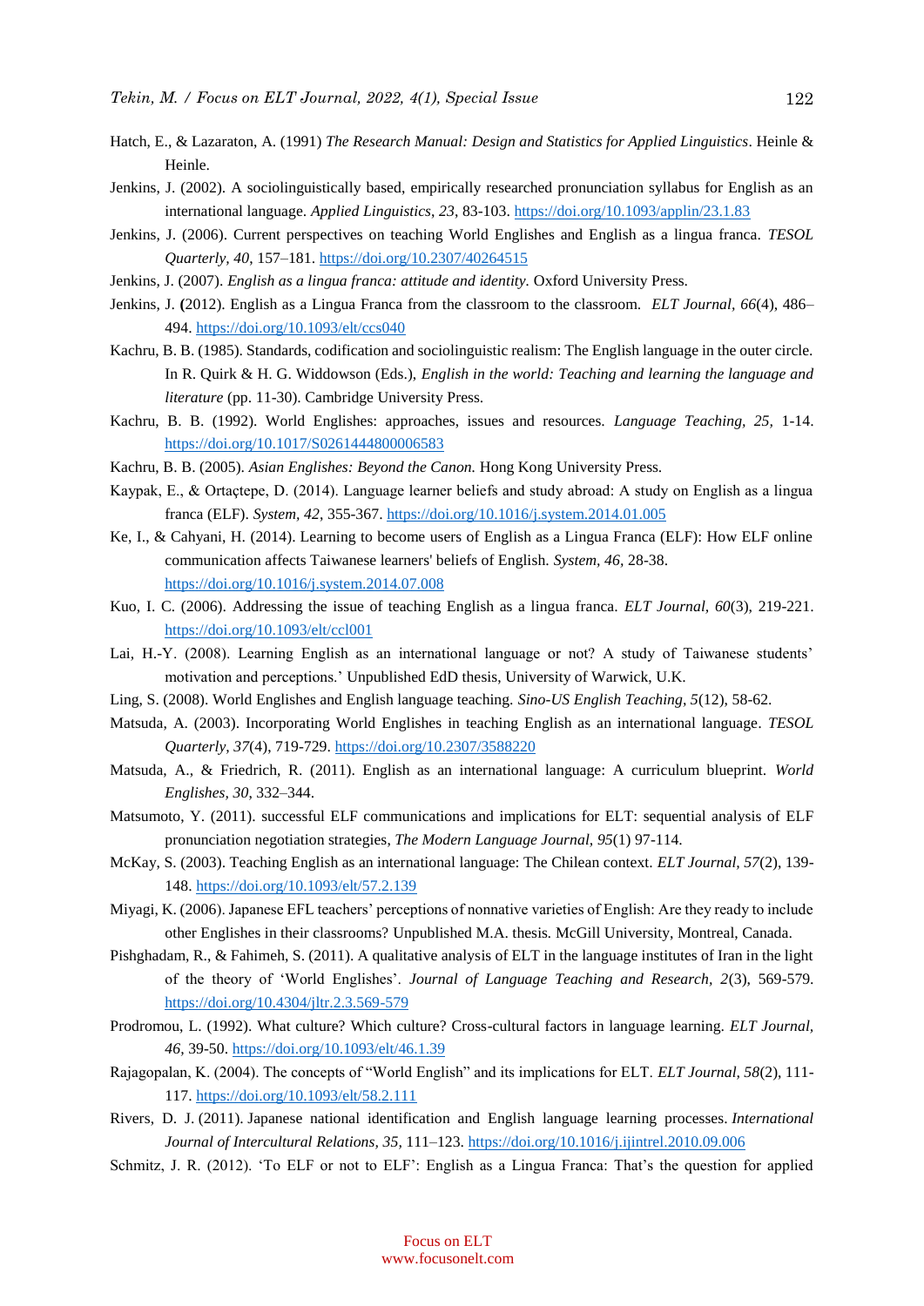Hatch, E., & Lazaraton, A. (1991) *The Research Manual: Design and Statistics for Applied Linguistics*. Heinle & Heinle.

Jenkins, J. (2002). A sociolinguistically based, empirically researched pronunciation syllabus for English as an international language. *Applied Linguistics*, *23*, 83-103. https://doi.org/10.1093/applin/23.1.83

Jenkins, J. (2006). Current perspectives on teaching World Englishes and English as a lingua franca. *TESOL Quarterly*, *40*, 157–181. https://doi.org/10.2307/40264515

Jenkins, J. (2007). *English as a lingua franca: attitude and identity*. Oxford University Press.

Jenkins, J. **(**2012). English as a Lingua Franca from the classroom to the classroom. *ELT Journal*, *66*(4), 486–494. https://doi.org/10.1093/elt/ccs040

Kachru, B. B. (1985). Standards, codification and sociolinguistic realism: The English language in the outer circle. In R. Quirk & H. G. Widdowson (Eds.), *English in the world: Teaching and learning the language and literature* (pp. 11-30). Cambridge University Press.

Kachru, B. B. (1992). World Englishes: approaches, issues and resources. *Language Teaching*, *25*, 1-14. https://doi.org/10.1017/S0261444800006583

Kachru, B. B. (2005). *Asian Englishes: Beyond the Canon.* Hong Kong University Press.

Kaypak, E., & Ortaçtepe, D. (2014). Language learner beliefs and study abroad: A study on English as a lingua franca (ELF). *System*, *42*, 355-367. https://doi.org/10.1016/j.system.2014.01.005

Ke, I., & Cahyani, H. (2014). Learning to become users of English as a Lingua Franca (ELF): How ELF online communication affects Taiwanese learners' beliefs of English. *System*, *46*, 28-38. https://doi.org/10.1016/j.system.2014.07.008

Kuo, I. C. (2006). Addressing the issue of teaching English as a lingua franca. *ELT Journal*, *60*(3), 219-221. https://doi.org/10.1093/elt/ccl001

Lai, H.-Y. (2008). Learning English as an international language or not? A study of Taiwanese students' motivation and perceptions.' Unpublished EdD thesis, University of Warwick, U.K.

Ling, S. (2008). World Englishes and English language teaching. *Sino-US English Teaching*, *5*(12), 58-62.

Matsuda, A. (2003). Incorporating World Englishes in teaching English as an international language. *TESOL Quarterly*, *37*(4), 719-729. https://doi.org/10.2307/3588220

Matsuda, A., & Friedrich, R. (2011). English as an international language: A curriculum blueprint. *World Englishes*, *30*, 332–344.

Matsumoto, Y. (2011). successful ELF communications and implications for ELT: sequential analysis of ELF pronunciation negotiation strategies, *The Modern Language Journal*, *95*(1) 97-114.

McKay, S. (2003). Teaching English as an international language: The Chilean context. *ELT Journal*, *57*(2), 139-148. https://doi.org/10.1093/elt/57.2.139

Miyagi, K. (2006). Japanese EFL teachers' perceptions of nonnative varieties of English: Are they ready to include other Englishes in their classrooms? Unpublished M.A. thesis. McGill University, Montreal, Canada.

Pishghadam, R., & Fahimeh, S. (2011). A qualitative analysis of ELT in the language institutes of Iran in the light of the theory of 'World Englishes'. *Journal of Language Teaching and Research*, *2*(3), 569-579. https://doi.org/10.4304/jltr.2.3.569-579

Prodromou, L. (1992). What culture? Which culture? Cross-cultural factors in language learning. *ELT Journal*, *46*, 39-50. https://doi.org/10.1093/elt/46.1.39

Rajagopalan, K. (2004). The concepts of "World English" and its implications for ELT. *ELT Journal*, *58*(2), 111-117. https://doi.org/10.1093/elt/58.2.111

Rivers, D. J. (2011). Japanese national identification and English language learning processes. *International Journal of Intercultural Relations*, *35*, 111–123. https://doi.org/10.1016/j.ijintrel.2010.09.006

Schmitz, J. R. (2012). 'To ELF or not to ELF': English as a Lingua Franca: That's the question for applied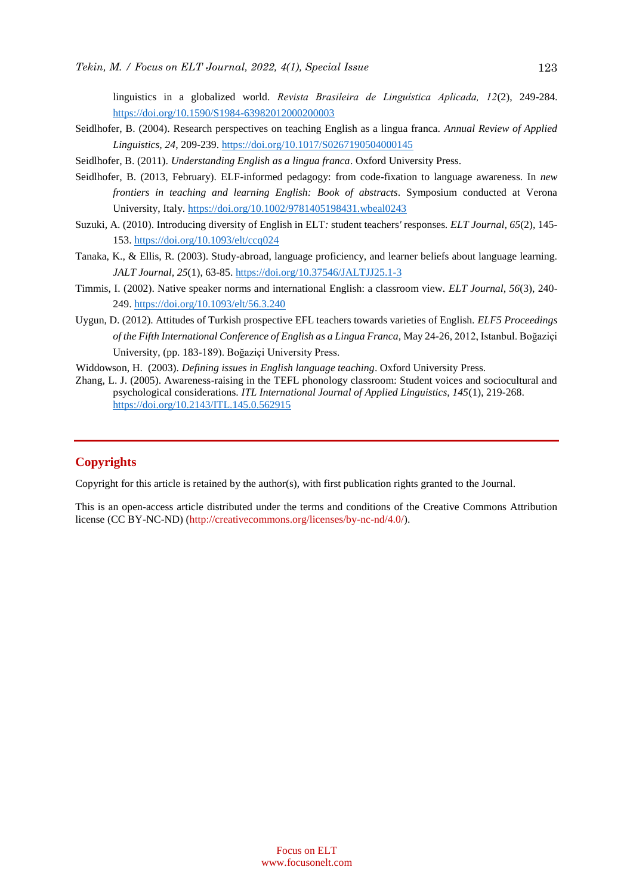linguistics in a globalized world. *Revista Brasileira de Linguística Aplicada, 12*(2), 249-284. https://doi.org/10.1590/S1984-63982012000200003

Seidlhofer, B. (2004). Research perspectives on teaching English as a lingua franca. *Annual Review of Applied Linguistics, 24*, 209-239. https://doi.org/10.1017/S0267190504000145

Seidlhofer, B. (2011). *Understanding English as a lingua franca*. Oxford University Press.

Seidlhofer, B. (2013, February). ELF-informed pedagogy: from code-fixation to language awareness. In *new frontiers in teaching and learning English: Book of abstracts*. Symposium conducted at Verona University, Italy. https://doi.org/10.1002/9781405198431.wbeal0243

Suzuki, A. (2010). Introducing diversity of English in ELT: student teachers' responses. *ELT Journal, 65*(2), 145-153. https://doi.org/10.1093/elt/ccq024

Tanaka, K., & Ellis, R. (2003). Study-abroad, language proficiency, and learner beliefs about language learning. *JALT Journal, 25*(1), 63-85. https://doi.org/10.37546/JALTJJ25.1-3

Timmis, I. (2002). Native speaker norms and international English: a classroom view. *ELT Journal, 56*(3), 240-249. https://doi.org/10.1093/elt/56.3.240

Uygun, D. (2012). Attitudes of Turkish prospective EFL teachers towards varieties of English. *ELF5 Proceedings of the Fifth International Conference of English as a Lingua Franca*, May 24-26, 2012, Istanbul. Boğaziçi University, (pp. 183-189). Boğaziçi University Press.

Widdowson, H. (2003). *Defining issues in English language teaching*. Oxford University Press.

Zhang, L. J. (2005). Awareness-raising in the TEFL phonology classroom: Student voices and sociocultural and psychological considerations. *ITL International Journal of Applied Linguistics, 145*(1), 219-268. https://doi.org/10.2143/ITL.145.0.562915

## Copyrights

Copyright for this article is retained by the author(s), with first publication rights granted to the Journal.

This is an open-access article distributed under the terms and conditions of the Creative Commons Attribution license (CC BY-NC-ND) (http://creativecommons.org/licenses/by-nc-nd/4.0/).